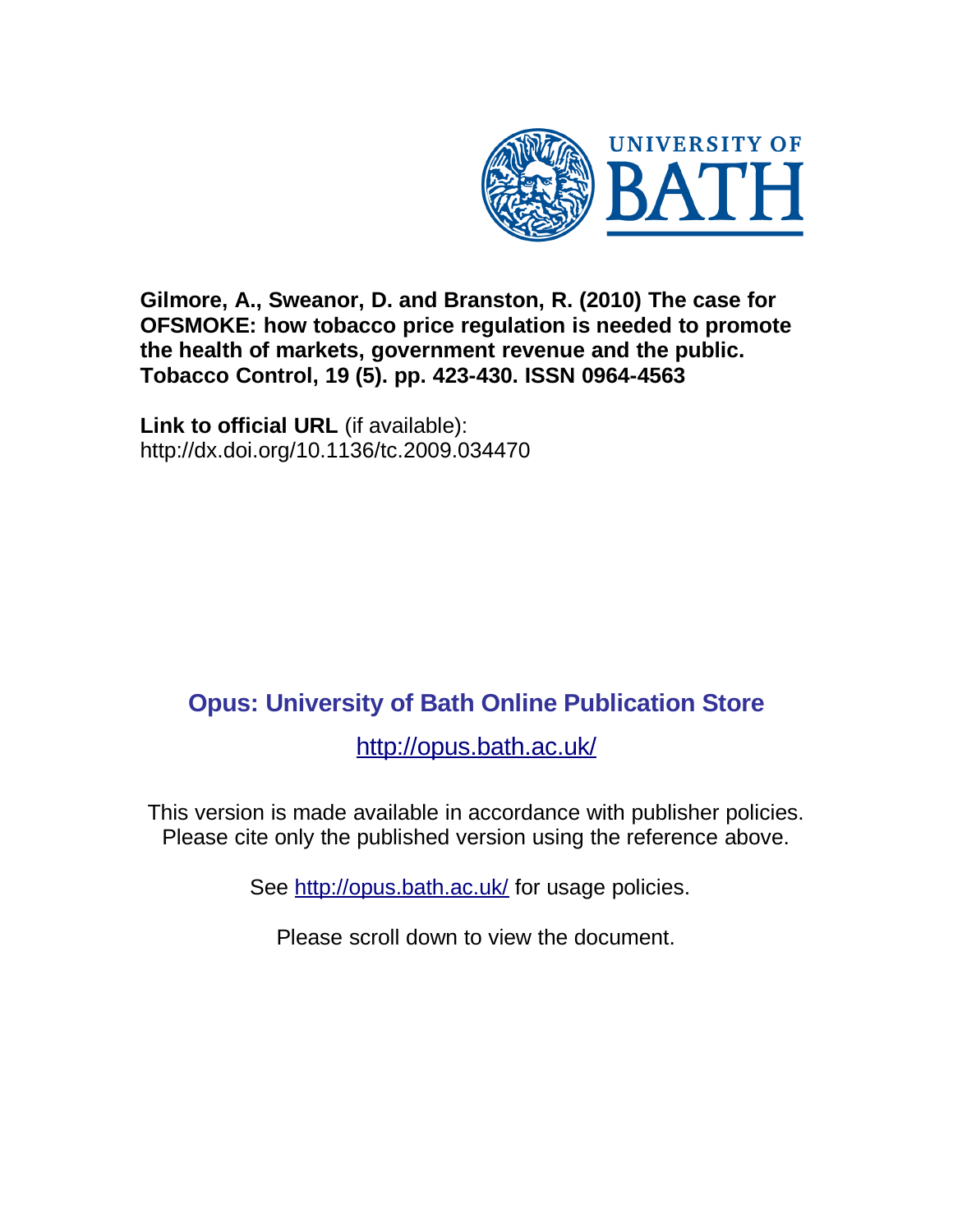UNIVERSITY OF BATH

**Gilmore, A., Sweanor, D. and Branston, R. (2010) The case for OFSMOKE: how tobacco price regulation is needed to promote the health of markets, government revenue and the public. Tobacco Control, 19 (5). pp. 423-430. ISSN 0964-4563**

**Link to official URL** (if available):
http://dx.doi.org/10.1136/tc.2009.034470

## Opus: University of Bath Online Publication Store

http://opus.bath.ac.uk/

This version is made available in accordance with publisher policies. Please cite only the published version using the reference above.

See http://opus.bath.ac.uk/ for usage policies.

Please scroll down to view the document.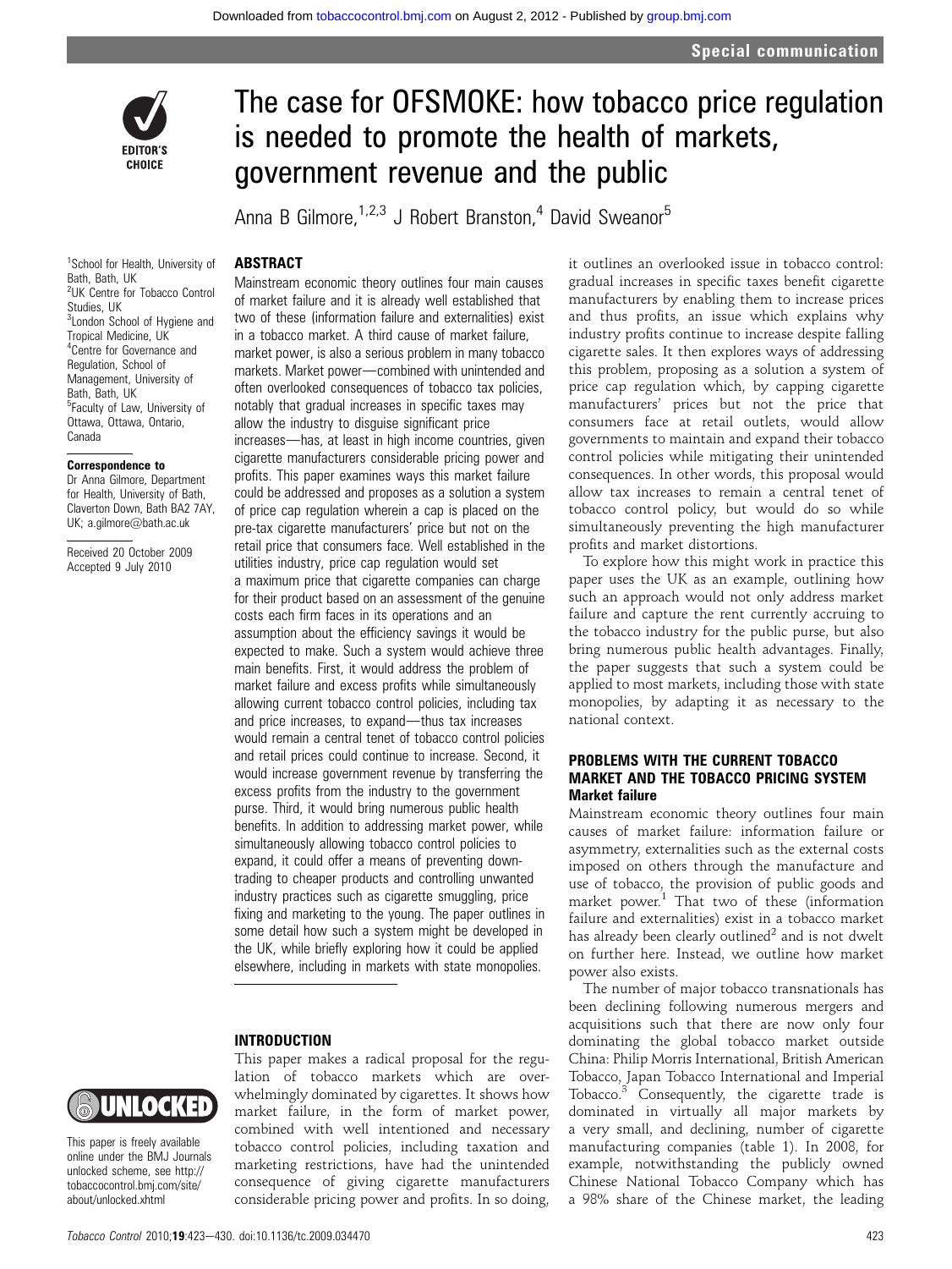# The case for OFSMOKE: how tobacco price regulation is needed to promote the health of markets, government revenue and the public

Anna B Gilmore,[1,2,3] J Robert Branston,[4] David Sweanor[5]

[1]School for Health, University of Bath, Bath, UK
[2]UK Centre for Tobacco Control Studies, UK
[3]London School of Hygiene and Tropical Medicine, UK
[4]Centre for Governance and Regulation, School of Management, University of Bath, Bath, UK
[5]Faculty of Law, University of Ottawa, Ottawa, Ontario, Canada

**Correspondence to**
Dr Anna Gilmore, Department for Health, University of Bath, Claverton Down, Bath BA2 7AY, UK; a.gilmore@bath.ac.uk

Received 20 October 2009
Accepted 9 July 2010

This paper is freely available online under the BMJ Journals unlocked scheme, see http://tobaccocontrol.bmj.com/site/about/unlocked.xhtml

## ABSTRACT

Mainstream economic theory outlines four main causes of market failure and it is already well established that two of these (information failure and externalities) exist in a tobacco market. A third cause of market failure, market power, is also a serious problem in many tobacco markets. Market power—combined with unintended and often overlooked consequences of tobacco tax policies, notably that gradual increases in specific taxes may allow the industry to disguise significant price increases—has, at least in high income countries, given cigarette manufacturers considerable pricing power and profits. This paper examines ways this market failure could be addressed and proposes as a solution a system of price cap regulation wherein a cap is placed on the pre-tax cigarette manufacturers' price but not on the retail price that consumers face. Well established in the utilities industry, price cap regulation would set a maximum price that cigarette companies can charge for their product based on an assessment of the genuine costs each firm faces in its operations and an assumption about the efficiency savings it would be expected to make. Such a system would achieve three main benefits. First, it would address the problem of market failure and excess profits while simultaneously allowing current tobacco control policies, including tax and price increases, to expand—thus tax increases would remain a central tenet of tobacco control policies and retail prices could continue to increase. Second, it would increase government revenue by transferring the excess profits from the industry to the government purse. Third, it would bring numerous public health benefits. In addition to addressing market power, while simultaneously allowing tobacco control policies to expand, it could offer a means of preventing downtrading to cheaper products and controlling unwanted industry practices such as cigarette smuggling, price fixing and marketing to the young. The paper outlines in some detail how such a system might be developed in the UK, while briefly exploring how it could be applied elsewhere, including in markets with state monopolies.

## INTRODUCTION

This paper makes a radical proposal for the regulation of tobacco markets which are overwhelmingly dominated by cigarettes. It shows how market failure, in the form of market power, combined with well intentioned and necessary tobacco control policies, including taxation and marketing restrictions, have had the unintended consequence of giving cigarette manufacturers considerable pricing power and profits. In so doing, it outlines an overlooked issue in tobacco control: gradual increases in specific taxes benefit cigarette manufacturers by enabling them to increase prices and thus profits, an issue which explains why industry profits continue to increase despite falling cigarette sales. It then explores ways of addressing this problem, proposing as a solution a system of price cap regulation which, by capping cigarette manufacturers' prices but not the price that consumers face at retail outlets, would allow governments to maintain and expand their tobacco control policies while mitigating their unintended consequences. In other words, this proposal would allow tax increases to remain a central tenet of tobacco control policy, but would do so while simultaneously preventing the high manufacturer profits and market distortions.

To explore how this might work in practice this paper uses the UK as an example, outlining how such an approach would not only address market failure and capture the rent currently accruing to the tobacco industry for the public purse, but also bring numerous public health advantages. Finally, the paper suggests that such a system could be applied to most markets, including those with state monopolies, by adapting it as necessary to the national context.

## PROBLEMS WITH THE CURRENT TOBACCO MARKET AND THE TOBACCO PRICING SYSTEM

### Market failure

Mainstream economic theory outlines four main causes of market failure: information failure or asymmetry, externalities such as the external costs imposed on others through the manufacture and use of tobacco, the provision of public goods and market power.[1] That two of these (information failure and externalities) exist in a tobacco market has already been clearly outlined[2] and is not dwelt on further here. Instead, we outline how market power also exists.

The number of major tobacco transnationals has been declining following numerous mergers and acquisitions such that there are now only four dominating the global tobacco market outside China: Philip Morris International, British American Tobacco, Japan Tobacco International and Imperial Tobacco.[3] Consequently, the cigarette trade is dominated in virtually all major markets by a very small, and declining, number of cigarette manufacturing companies (table 1). In 2008, for example, notwithstanding the publicly owned Chinese National Tobacco Company which has a 98% share of the Chinese market, the leading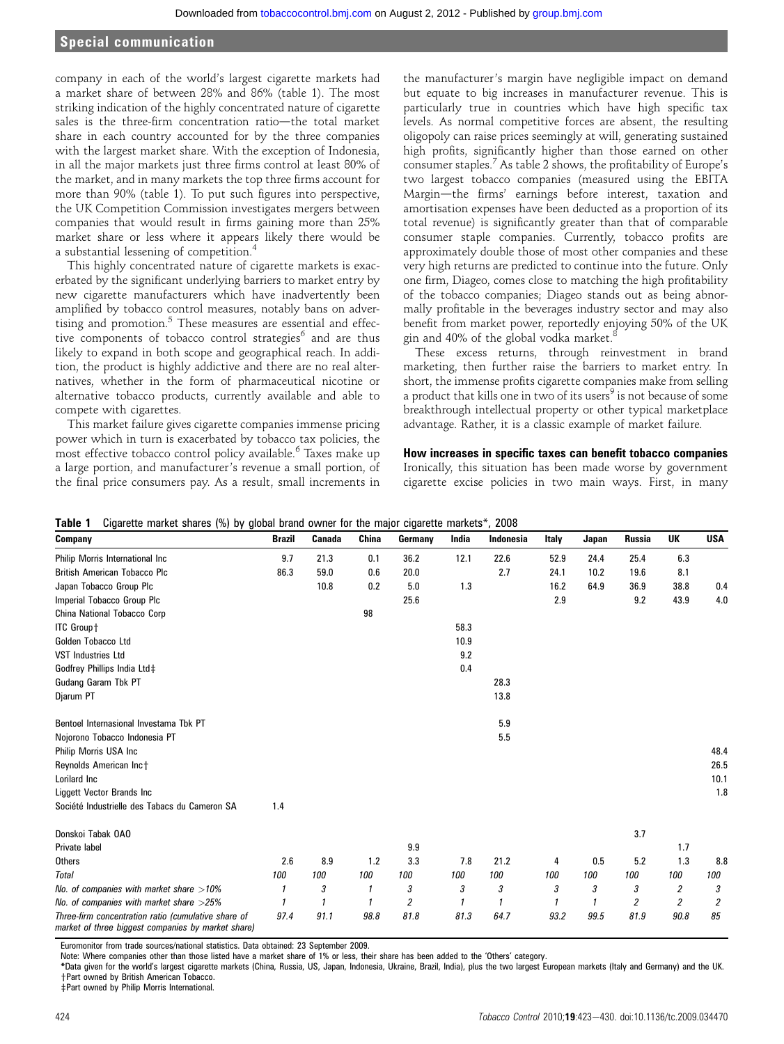company in each of the world's largest cigarette markets had a market share of between 28% and 86% (table 1). The most striking indication of the highly concentrated nature of cigarette sales is the three-firm concentration ratio—the total market share in each country accounted for by the three companies with the largest market share. With the exception of Indonesia, in all the major markets just three firms control at least 80% of the market, and in many markets the top three firms account for more than 90% (table 1). To put such figures into perspective, the UK Competition Commission investigates mergers between companies that would result in firms gaining more than 25% market share or less where it appears likely there would be a substantial lessening of competition.[4]

This highly concentrated nature of cigarette markets is exacerbated by the significant underlying barriers to market entry by new cigarette manufacturers which have inadvertently been amplified by tobacco control measures, notably bans on advertising and promotion.[5] These measures are essential and effective components of tobacco control strategies[6] and are thus likely to expand in both scope and geographical reach. In addition, the product is highly addictive and there are no real alternatives, whether in the form of pharmaceutical nicotine or alternative tobacco products, currently available and able to compete with cigarettes.

This market failure gives cigarette companies immense pricing power which in turn is exacerbated by tobacco tax policies, the most effective tobacco control policy available.[6] Taxes make up a large portion, and manufacturer's revenue a small portion, of the final price consumers pay. As a result, small increments in the manufacturer's margin have negligible impact on demand but equate to big increases in manufacturer revenue. This is particularly true in countries which have high specific tax levels. As normal competitive forces are absent, the resulting oligopoly can raise prices seemingly at will, generating sustained high profits, significantly higher than those earned on other consumer staples.[7] As table 2 shows, the profitability of Europe's two largest tobacco companies (measured using the EBITA Margin—the firms' earnings before interest, taxation and amortisation expenses have been deducted as a proportion of its total revenue) is significantly greater than that of comparable consumer staple companies. Currently, tobacco profits are approximately double those of most other companies and these very high returns are predicted to continue into the future. Only one firm, Diageo, comes close to matching the high profitability of the tobacco companies; Diageo stands out as being abnormally profitable in the beverages industry sector and may also benefit from market power, reportedly enjoying 50% of the UK gin and 40% of the global vodka market.[8]

These excess returns, through reinvestment in brand marketing, then further raise the barriers to market entry. In short, the immense profits cigarette companies make from selling a product that kills one in two of its users[9] is not because of some breakthrough intellectual property or other typical marketplace advantage. Rather, it is a classic example of market failure.

### How increases in specific taxes can benefit tobacco companies

Ironically, this situation has been made worse by government cigarette excise policies in two main ways. First, in many

**Table 1** Cigarette market shares (%) by global brand owner for the major cigarette markets*, 2008

| Company | Brazil | Canada | China | Germany | India | Indonesia | Italy | Japan | Russia | UK | USA |
|---|---|---|---|---|---|---|---|---|---|---|---|
| Philip Morris International Inc | 9.7 | 21.3 | 0.1 | 36.2 | 12.1 | 22.6 | 52.9 | 24.4 | 25.4 | 6.3 | |
| British American Tobacco Plc | 86.3 | 59.0 | 0.6 | 20.0 | | 2.7 | 24.1 | 10.2 | 19.6 | 8.1 | |
| Japan Tobacco Group Plc | | 10.8 | 0.2 | 5.0 | 1.3 | | 16.2 | 64.9 | 36.9 | 38.8 | 0.4 |
| Imperial Tobacco Group Plc | | | | 25.6 | | | 2.9 | | 9.2 | 43.9 | 4.0 |
| China National Tobacco Corp | | | 98 | | | | | | | | |
| ITC Group† | | | | | 58.3 | | | | | | |
| Golden Tobacco Ltd | | | | | 10.9 | | | | | | |
| VST Industries Ltd | | | | | 9.2 | | | | | | |
| Godfrey Phillips India Ltd‡ | | | | | 0.4 | | | | | | |
| Gudang Garam Tbk PT | | | | | | 28.3 | | | | | |
| Djarum PT | | | | | | 13.8 | | | | | |
| Bentoel Internasional Investama Tbk PT | | | | | | 5.9 | | | | | |
| Nojorono Tobacco Indonesia PT | | | | | | 5.5 | | | | | |
| Philip Morris USA Inc | | | | | | | | | | | 48.4 |
| Reynolds American Inc† | | | | | | | | | | | 26.5 |
| Lorilard Inc | | | | | | | | | | | 10.1 |
| Liggett Vector Brands Inc | | | | | | | | | | | 1.8 |
| Société Industrielle des Tabacs du Cameron SA | 1.4 | | | | | | | | | | |
| Donskoi Tabak OAO | | | | | | | | | 3.7 | | |
| Private label | | | | 9.9 | | | | | | 1.7 | |
| Others | 2.6 | 8.9 | 1.2 | 3.3 | 7.8 | 21.2 | 4 | 0.5 | 5.2 | 1.3 | 8.8 |
| *Total* | *100* | *100* | *100* | *100* | *100* | *100* | *100* | *100* | *100* | *100* | *100* |
| *No. of companies with market share >10%* | *1* | *3* | *1* | *3* | *3* | *3* | *3* | *3* | *3* | *2* | *3* |
| *No. of companies with market share >25%* | *1* | *1* | *1* | *2* | *1* | *1* | *1* | *1* | *2* | *2* | *2* |
| *Three-firm concentration ratio (cumulative share of market of three biggest companies by market share)* | *97.4* | *91.1* | *98.8* | *81.8* | *81.3* | *64.7* | *93.2* | *99.5* | *81.9* | *90.8* | *85* |

Euromonitor from trade sources/national statistics. Data obtained: 23 September 2009.

Note: Where companies other than those listed have a market share of 1% or less, their share has been added to the 'Others' category.

*Data given for the world's largest cigarette markets (China, Russia, US, Japan, Indonesia, Ukraine, Brazil, India), plus the two largest European markets (Italy and Germany) and the UK.

†Part owned by British American Tobacco.

‡Part owned by Philip Morris International.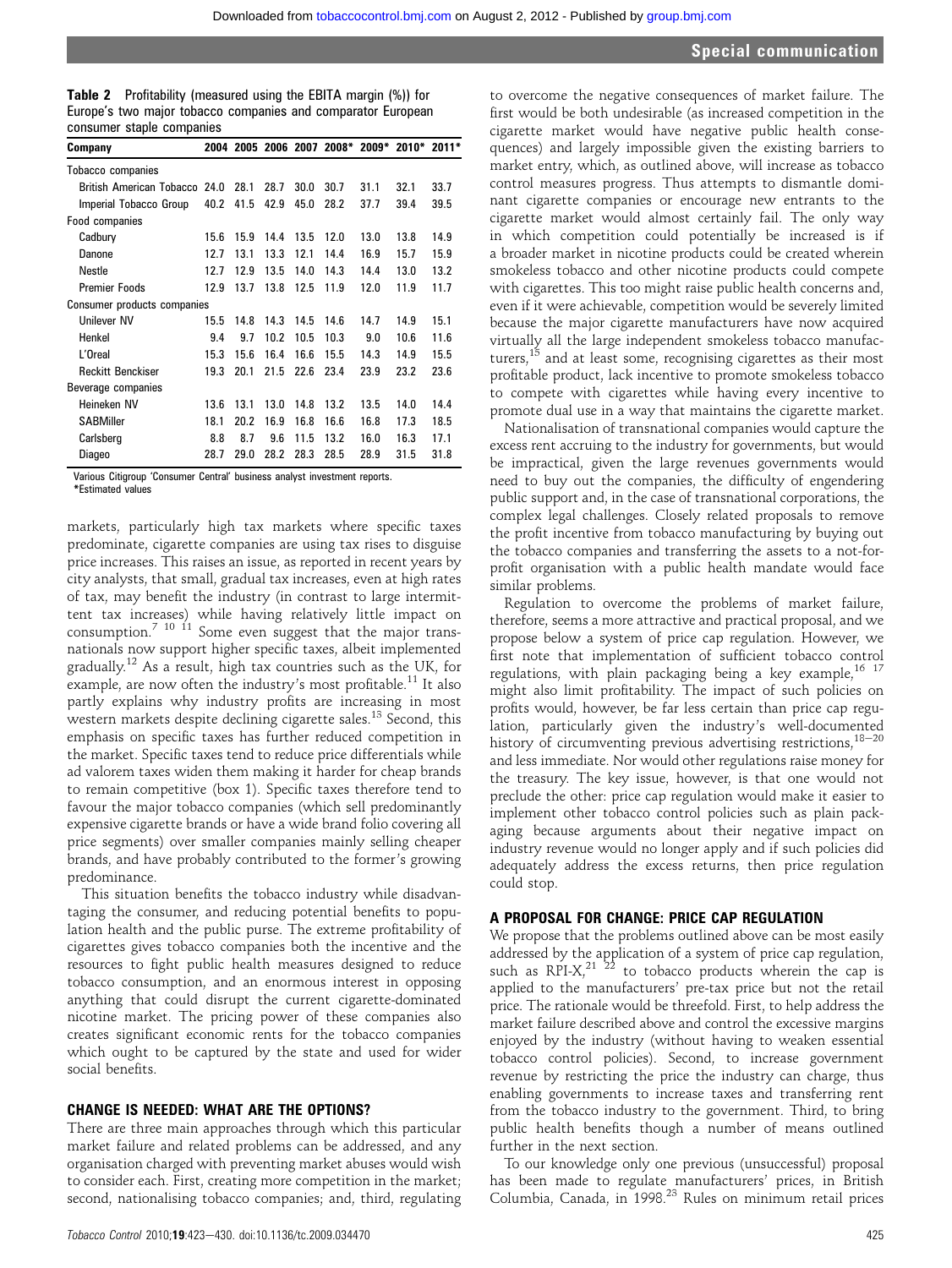**Table 2** Profitability (measured using the EBITA margin (%)) for Europe's two major tobacco companies and comparator European consumer staple companies

| Company | 2004 | 2005 | 2006 | 2007 | 2008* | 2009* | 2010* | 2011* |
|---|---|---|---|---|---|---|---|---|
| Tobacco companies | | | | | | | | |
| British American Tobacco | 24.0 | 28.1 | 28.7 | 30.0 | 30.7 | 31.1 | 32.1 | 33.7 |
| Imperial Tobacco Group | 40.2 | 41.5 | 42.9 | 45.0 | 28.2 | 37.7 | 39.4 | 39.5 |
| Food companies | | | | | | | | |
| Cadbury | 15.6 | 15.9 | 14.4 | 13.5 | 12.0 | 13.0 | 13.8 | 14.9 |
| Danone | 12.7 | 13.1 | 13.3 | 12.1 | 14.4 | 16.9 | 15.7 | 15.9 |
| Nestle | 12.7 | 12.9 | 13.5 | 14.0 | 14.3 | 14.4 | 13.0 | 13.2 |
| Premier Foods | 12.9 | 13.7 | 13.8 | 12.5 | 11.9 | 12.0 | 11.9 | 11.7 |
| Consumer products companies | | | | | | | | |
| Unilever NV | 15.5 | 14.8 | 14.3 | 14.5 | 14.6 | 14.7 | 14.9 | 15.1 |
| Henkel | 9.4 | 9.7 | 10.2 | 10.5 | 10.3 | 9.0 | 10.6 | 11.6 |
| L'Oreal | 15.3 | 15.6 | 16.4 | 16.6 | 15.5 | 14.3 | 14.9 | 15.5 |
| Reckitt Benckiser | 19.3 | 20.1 | 21.5 | 22.6 | 23.4 | 23.9 | 23.2 | 23.6 |
| Beverage companies | | | | | | | | |
| Heineken NV | 13.6 | 13.1 | 13.0 | 14.8 | 13.2 | 13.5 | 14.0 | 14.4 |
| SABMiller | 18.1 | 20.2 | 16.9 | 16.8 | 16.6 | 16.8 | 17.3 | 18.5 |
| Carlsberg | 8.8 | 8.7 | 9.6 | 11.5 | 13.2 | 16.0 | 16.3 | 17.1 |
| Diageo | 28.7 | 29.0 | 28.2 | 28.3 | 28.5 | 28.9 | 31.5 | 31.8 |

Various Citigroup 'Consumer Central' business analyst investment reports.
*Estimated values

markets, particularly high tax markets where specific taxes predominate, cigarette companies are using tax rises to disguise price increases. This raises an issue, as reported in recent years by city analysts, that small, gradual tax increases, even at high rates of tax, may benefit the industry (in contrast to large intermittent tax increases) while having relatively little impact on consumption.[7 10 11] Some even suggest that the major transnationals now support higher specific taxes, albeit implemented gradually.[12] As a result, high tax countries such as the UK, for example, are now often the industry's most profitable.[11] It also partly explains why industry profits are increasing in most western markets despite declining cigarette sales.[13] Second, this emphasis on specific taxes has further reduced competition in the market. Specific taxes tend to reduce price differentials while ad valorem taxes widen them making it harder for cheap brands to remain competitive (box 1). Specific taxes therefore tend to favour the major tobacco companies (which sell predominantly expensive cigarette brands or have a wide brand folio covering all price segments) over smaller companies mainly selling cheaper brands, and have probably contributed to the former's growing predominance.

This situation benefits the tobacco industry while disadvantaging the consumer, and reducing potential benefits to population health and the public purse. The extreme profitability of cigarettes gives tobacco companies both the incentive and the resources to fight public health measures designed to reduce tobacco consumption, and an enormous interest in opposing anything that could disrupt the current cigarette-dominated nicotine market. The pricing power of these companies also creates significant economic rents for the tobacco companies which ought to be captured by the state and used for wider social benefits.

## CHANGE IS NEEDED: WHAT ARE THE OPTIONS?

There are three main approaches through which this particular market failure and related problems can be addressed, and any organisation charged with preventing market abuses would wish to consider each. First, creating more competition in the market; second, nationalising tobacco companies; and, third, regulating to overcome the negative consequences of market failure. The first would be both undesirable (as increased competition in the cigarette market would have negative public health consequences) and largely impossible given the existing barriers to market entry, which, as outlined above, will increase as tobacco control measures progress. Thus attempts to dismantle dominant cigarette companies or encourage new entrants to the cigarette market would almost certainly fail. The only way in which competition could potentially be increased is if a broader market in nicotine products could be created wherein smokeless tobacco and other nicotine products could compete with cigarettes. This too might raise public health concerns and, even if it were achievable, competition would be severely limited because the major cigarette manufacturers have now acquired virtually all the large independent smokeless tobacco manufacturers,[15] and at least some, recognising cigarettes as their most profitable product, lack incentive to promote smokeless tobacco to compete with cigarettes while having every incentive to promote dual use in a way that maintains the cigarette market.

Nationalisation of transnational companies would capture the excess rent accruing to the industry for governments, but would be impractical, given the large revenues governments would need to buy out the companies, the difficulty of engendering public support and, in the case of transnational corporations, the complex legal challenges. Closely related proposals to remove the profit incentive from tobacco manufacturing by buying out the tobacco companies and transferring the assets to a not-for-profit organisation with a public health mandate would face similar problems.

Regulation to overcome the problems of market failure, therefore, seems a more attractive and practical proposal, and we propose below a system of price cap regulation. However, we first note that implementation of sufficient tobacco control regulations, with plain packaging being a key example,[16 17] might also limit profitability. The impact of such policies on profits would, however, be far less certain than price cap regulation, particularly given the industry's well-documented history of circumventing previous advertising restrictions,[18–20] and less immediate. Nor would other regulations raise money for the treasury. The key issue, however, is that one would not preclude the other: price cap regulation would make it easier to implement other tobacco control policies such as plain packaging because arguments about their negative impact on industry revenue would no longer apply and if such policies did adequately address the excess returns, then price regulation could stop.

## A PROPOSAL FOR CHANGE: PRICE CAP REGULATION

We propose that the problems outlined above can be most easily addressed by the application of a system of price cap regulation, such as RPI-X,[21 22] to tobacco products wherein the cap is applied to the manufacturers' pre-tax price but not the retail price. The rationale would be threefold. First, to help address the market failure described above and control the excessive margins enjoyed by the industry (without having to weaken essential tobacco control policies). Second, to increase government revenue by restricting the price the industry can charge, thus enabling governments to increase taxes and transferring rent from the tobacco industry to the government. Third, to bring public health benefits though a number of means outlined further in the next section.

To our knowledge only one previous (unsuccessful) proposal has been made to regulate manufacturers' prices, in British Columbia, Canada, in 1998.[23] Rules on minimum retail prices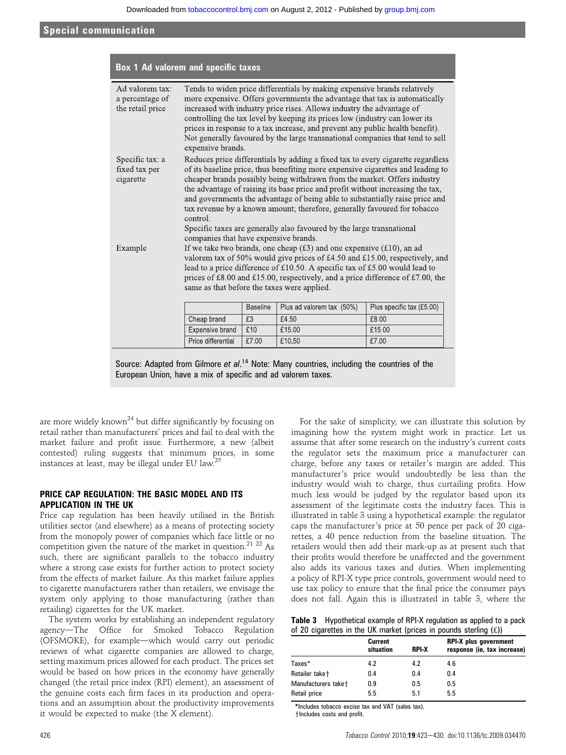## Box 1 Ad valorem and specific taxes

| | |
|---|---|
| Ad valorem tax: a percentage of the retail price | Tends to widen price differentials by making expensive brands relatively more expensive. Offers governments the advantage that tax is automatically increased with industry price rises. Allows industry the advantage of controlling the tax level by keeping its prices low (industry can lower its prices in response to a tax increase, and prevent any public health benefit). Not generally favoured by the large transnational companies that tend to sell expensive brands. |
| Specific tax: a fixed tax per cigarette | Reduces price differentials by adding a fixed tax to every cigarette regardless of its baseline price, thus benefiting more expensive cigarettes and leading to cheaper brands possibly being withdrawn from the market. Offers industry the advantage of raising its base price and profit without increasing the tax, and governments the advantage of being able to substantially raise price and tax revenue by a known amount; therefore, generally favoured for tobacco control. Specific taxes are generally also favoured by the large transnational companies that have expensive brands. |
| Example | If we take two brands, one cheap (£3) and one expensive (£10), an ad valorem tax of 50% would give prices of £4.50 and £15.00, respectively, and lead to a price difference of £10.50. A specific tax of £5.00 would lead to prices of £8.00 and £15.00, respectively, and a price difference of £7.00, the same as that before the taxes were applied. |

| | Baseline | Plus ad valorem tax (50%) | Plus specific tax (£5.00) |
|---|---|---|---|
| Cheap brand | £3 | £4.50 | £8.00 |
| Expensive brand | £10 | £15.00 | £15.00 |
| Price differential | £7.00 | £10.50 | £7.00 |

Source: Adapted from Gilmore *et al*.[14] Note: Many countries, including the countries of the European Union, have a mix of specific and ad valorem taxes.

are more widely known[24] but differ significantly by focusing on retail rather than manufacturers' prices and fail to deal with the market failure and profit issue. Furthermore, a new (albeit contested) ruling suggests that minimum prices, in some instances at least, may be illegal under EU law.[25]

## PRICE CAP REGULATION: THE BASIC MODEL AND ITS APPLICATION IN THE UK

Price cap regulation has been heavily utilised in the British utilities sector (and elsewhere) as a means of protecting society from the monopoly power of companies which face little or no competition given the nature of the market in question.[21 22] As such, there are significant parallels to the tobacco industry where a strong case exists for further action to protect society from the effects of market failure. As this market failure applies to cigarette manufacturers rather than retailers, we envisage the system only applying to those manufacturing (rather than retailing) cigarettes for the UK market.

The system works by establishing an independent regulatory agency—The Office for Smoked Tobacco Regulation (OFSMOKE), for example—which would carry out periodic reviews of what cigarette companies are allowed to charge, setting maximum prices allowed for each product. The prices set would be based on how prices in the economy have generally changed (the retail price index (RPI) element), an assessment of the genuine costs each firm faces in its production and operations and an assumption about the productivity improvements it would be expected to make (the X element).

For the sake of simplicity, we can illustrate this solution by imagining how the system might work in practice. Let us assume that after some research on the industry's current costs the regulator sets the maximum price a manufacturer can charge, before any taxes or retailer's margin are added. This manufacturer's price would undoubtedly be less than the industry would wish to charge, thus curtailing profits. How much less would be judged by the regulator based upon its assessment of the legitimate costs the industry faces. This is illustrated in table 3 using a hypothetical example: the regulator caps the manufacturer's price at 50 pence per pack of 20 cigarettes, a 40 pence reduction from the baseline situation. The retailers would then add their mark-up as at present such that their profits would therefore be unaffected and the government also adds its various taxes and duties. When implementing a policy of RPI-X type price controls, government would need to use tax policy to ensure that the final price the consumer pays does not fall. Again this is illustrated in table 3, where the

**Table 3** Hypothetical example of RPI-X regulation as applied to a pack of 20 cigarettes in the UK market (prices in pounds sterling (£))

| | Current situation | RPI-X | RPI-X plus government response (ie, tax increase) |
|---|---|---|---|
| Taxes* | 4.2 | 4.2 | 4.6 |
| Retailer take† | 0.4 | 0.4 | 0.4 |
| Manufacturers take† | 0.9 | 0.5 | 0.5 |
| Retail price | 5.5 | 5.1 | 5.5 |

*Includes tobacco excise tax and VAT (sales tax).
†Includes costs and profit.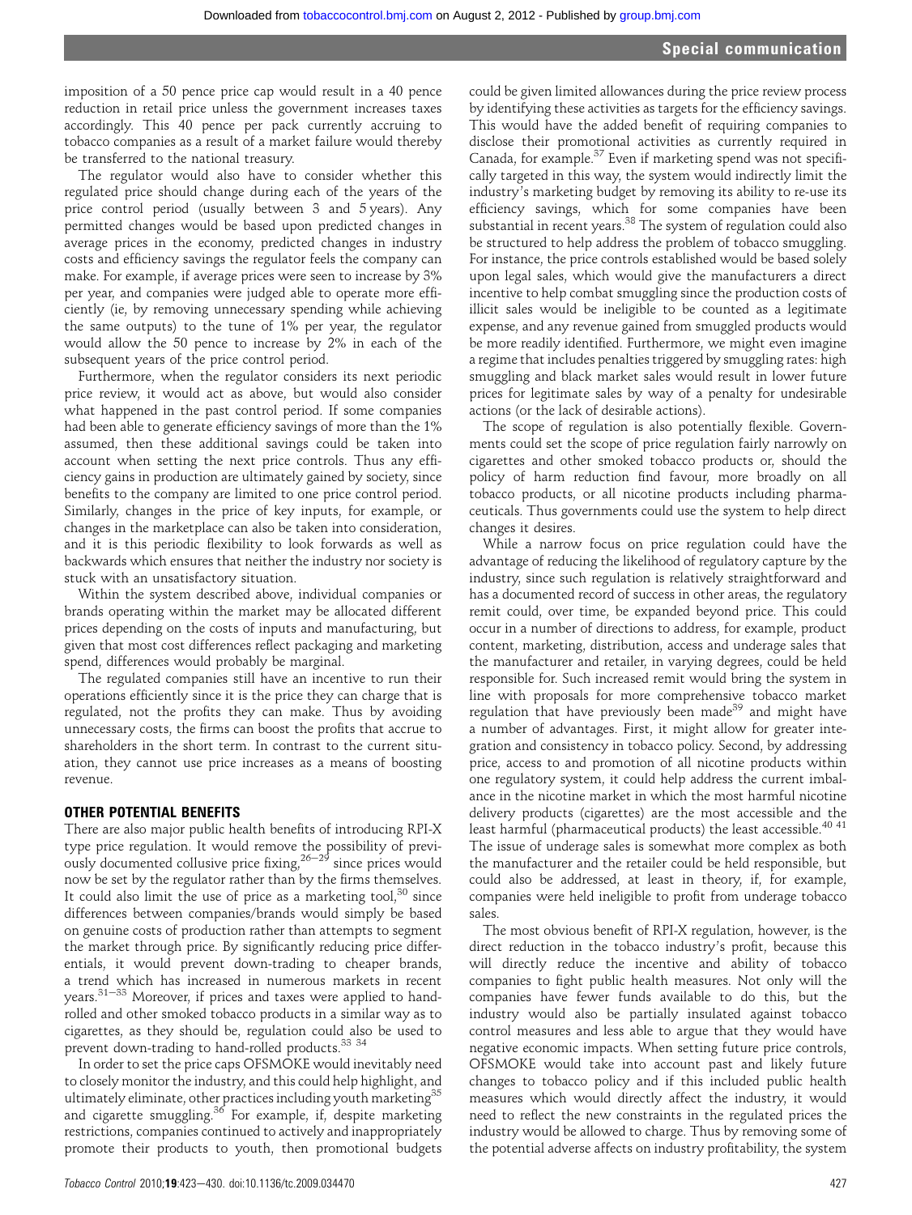imposition of a 50 pence price cap would result in a 40 pence reduction in retail price unless the government increases taxes accordingly. This 40 pence per pack currently accruing to tobacco companies as a result of a market failure would thereby be transferred to the national treasury.

The regulator would also have to consider whether this regulated price should change during each of the years of the price control period (usually between 3 and 5 years). Any permitted changes would be based upon predicted changes in average prices in the economy, predicted changes in industry costs and efficiency savings the regulator feels the company can make. For example, if average prices were seen to increase by 3% per year, and companies were judged able to operate more efficiently (ie, by removing unnecessary spending while achieving the same outputs) to the tune of 1% per year, the regulator would allow the 50 pence to increase by 2% in each of the subsequent years of the price control period.

Furthermore, when the regulator considers its next periodic price review, it would act as above, but would also consider what happened in the past control period. If some companies had been able to generate efficiency savings of more than the 1% assumed, then these additional savings could be taken into account when setting the next price controls. Thus any efficiency gains in production are ultimately gained by society, since benefits to the company are limited to one price control period. Similarly, changes in the price of key inputs, for example, or changes in the marketplace can also be taken into consideration, and it is this periodic flexibility to look forwards as well as backwards which ensures that neither the industry nor society is stuck with an unsatisfactory situation.

Within the system described above, individual companies or brands operating within the market may be allocated different prices depending on the costs of inputs and manufacturing, but given that most cost differences reflect packaging and marketing spend, differences would probably be marginal.

The regulated companies still have an incentive to run their operations efficiently since it is the price they can charge that is regulated, not the profits they can make. Thus by avoiding unnecessary costs, the firms can boost the profits that accrue to shareholders in the short term. In contrast to the current situation, they cannot use price increases as a means of boosting revenue.

## OTHER POTENTIAL BENEFITS

There are also major public health benefits of introducing RPI-X type price regulation. It would remove the possibility of previously documented collusive price fixing,[26–29] since prices would now be set by the regulator rather than by the firms themselves. It could also limit the use of price as a marketing tool,[30] since differences between companies/brands would simply be based on genuine costs of production rather than attempts to segment the market through price. By significantly reducing price differentials, it would prevent down-trading to cheaper brands, a trend which has increased in numerous markets in recent years.[31–33] Moreover, if prices and taxes were applied to hand-rolled and other smoked tobacco products in a similar way as to cigarettes, as they should be, regulation could also be used to prevent down-trading to hand-rolled products.[33 34]

In order to set the price caps OFSMOKE would inevitably need to closely monitor the industry, and this could help highlight, and ultimately eliminate, other practices including youth marketing[35] and cigarette smuggling.[36] For example, if, despite marketing restrictions, companies continued to actively and inappropriately promote their products to youth, then promotional budgets could be given limited allowances during the price review process by identifying these activities as targets for the efficiency savings. This would have the added benefit of requiring companies to disclose their promotional activities as currently required in Canada, for example.[37] Even if marketing spend was not specifically targeted in this way, the system would indirectly limit the industry's marketing budget by removing its ability to re-use its efficiency savings, which for some companies have been substantial in recent years.[38] The system of regulation could also be structured to help address the problem of tobacco smuggling. For instance, the price controls established would be based solely upon legal sales, which would give the manufacturers a direct incentive to help combat smuggling since the production costs of illicit sales would be ineligible to be counted as a legitimate expense, and any revenue gained from smuggled products would be more readily identified. Furthermore, we might even imagine a regime that includes penalties triggered by smuggling rates: high smuggling and black market sales would result in lower future prices for legitimate sales by way of a penalty for undesirable actions (or the lack of desirable actions).

The scope of regulation is also potentially flexible. Governments could set the scope of price regulation fairly narrowly on cigarettes and other smoked tobacco products or, should the policy of harm reduction find favour, more broadly on all tobacco products, or all nicotine products including pharmaceuticals. Thus governments could use the system to help direct changes it desires.

While a narrow focus on price regulation could have the advantage of reducing the likelihood of regulatory capture by the industry, since such regulation is relatively straightforward and has a documented record of success in other areas, the regulatory remit could, over time, be expanded beyond price. This could occur in a number of directions to address, for example, product content, marketing, distribution, access and underage sales that the manufacturer and retailer, in varying degrees, could be held responsible for. Such increased remit would bring the system in line with proposals for more comprehensive tobacco market regulation that have previously been made[39] and might have a number of advantages. First, it might allow for greater integration and consistency in tobacco policy. Second, by addressing price, access to and promotion of all nicotine products within one regulatory system, it could help address the current imbalance in the nicotine market in which the most harmful nicotine delivery products (cigarettes) are the most accessible and the least harmful (pharmaceutical products) the least accessible.[40 41] The issue of underage sales is somewhat more complex as both the manufacturer and the retailer could be held responsible, but could also be addressed, at least in theory, if, for example, companies were held ineligible to profit from underage tobacco sales.

The most obvious benefit of RPI-X regulation, however, is the direct reduction in the tobacco industry's profit, because this will directly reduce the incentive and ability of tobacco companies to fight public health measures. Not only will the companies have fewer funds available to do this, but the industry would also be partially insulated against tobacco control measures and less able to argue that they would have negative economic impacts. When setting future price controls, OFSMOKE would take into account past and likely future changes to tobacco policy and if this included public health measures which would directly affect the industry, it would need to reflect the new constraints in the regulated prices the industry would be allowed to charge. Thus by removing some of the potential adverse affects on industry profitability, the system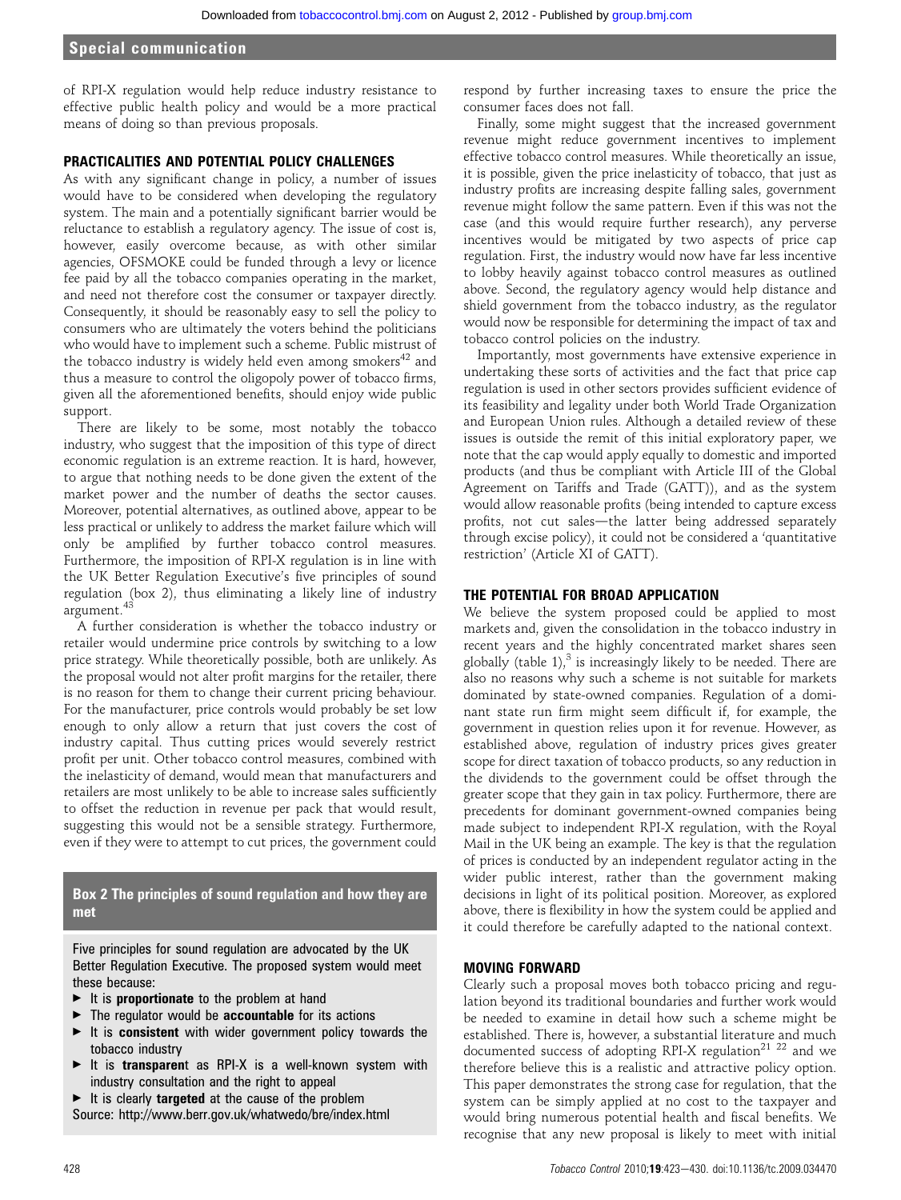of RPI-X regulation would help reduce industry resistance to effective public health policy and would be a more practical means of doing so than previous proposals.

## PRACTICALITIES AND POTENTIAL POLICY CHALLENGES

As with any significant change in policy, a number of issues would have to be considered when developing the regulatory system. The main and a potentially significant barrier would be reluctance to establish a regulatory agency. The issue of cost is, however, easily overcome because, as with other similar agencies, OFSMOKE could be funded through a levy or licence fee paid by all the tobacco companies operating in the market, and need not therefore cost the consumer or taxpayer directly. Consequently, it should be reasonably easy to sell the policy to consumers who are ultimately the voters behind the politicians who would have to implement such a scheme. Public mistrust of the tobacco industry is widely held even among smokers[42] and thus a measure to control the oligopoly power of tobacco firms, given all the aforementioned benefits, should enjoy wide public support.

There are likely to be some, most notably the tobacco industry, who suggest that the imposition of this type of direct economic regulation is an extreme reaction. It is hard, however, to argue that nothing needs to be done given the extent of the market power and the number of deaths the sector causes. Moreover, potential alternatives, as outlined above, appear to be less practical or unlikely to address the market failure which will only be amplified by further tobacco control measures. Furthermore, the imposition of RPI-X regulation is in line with the UK Better Regulation Executive's five principles of sound regulation (box 2), thus eliminating a likely line of industry argument.[43]

A further consideration is whether the tobacco industry or retailer would undermine price controls by switching to a low price strategy. While theoretically possible, both are unlikely. As the proposal would not alter profit margins for the retailer, there is no reason for them to change their current pricing behaviour. For the manufacturer, price controls would probably be set low enough to only allow a return that just covers the cost of industry capital. Thus cutting prices would severely restrict profit per unit. Other tobacco control measures, combined with the inelasticity of demand, would mean that manufacturers and retailers are most unlikely to be able to increase sales sufficiently to offset the reduction in revenue per pack that would result, suggesting this would not be a sensible strategy. Furthermore, even if they were to attempt to cut prices, the government could respond by further increasing taxes to ensure the price the consumer faces does not fall.

Finally, some might suggest that the increased government revenue might reduce government incentives to implement effective tobacco control measures. While theoretically an issue, it is possible, given the price inelasticity of tobacco, that just as industry profits are increasing despite falling sales, government revenue might follow the same pattern. Even if this was not the case (and this would require further research), any perverse incentives would be mitigated by two aspects of price cap regulation. First, the industry would now have far less incentive to lobby heavily against tobacco control measures as outlined above. Second, the regulatory agency would help distance and shield government from the tobacco industry, as the regulator would now be responsible for determining the impact of tax and tobacco control policies on the industry.

Importantly, most governments have extensive experience in undertaking these sorts of activities and the fact that price cap regulation is used in other sectors provides sufficient evidence of its feasibility and legality under both World Trade Organization and European Union rules. Although a detailed review of these issues is outside the remit of this initial exploratory paper, we note that the cap would apply equally to domestic and imported products (and thus be compliant with Article III of the Global Agreement on Tariffs and Trade (GATT)), and as the system would allow reasonable profits (being intended to capture excess profits, not cut sales—the latter being addressed separately through excise policy), it could not be considered a 'quantitative restriction' (Article XI of GATT).

**Box 2 The principles of sound regulation and how they are met**

Five principles for sound regulation are advocated by the UK Better Regulation Executive. The proposed system would meet these because:

- It is **proportionate** to the problem at hand
- The regulator would be **accountable** for its actions
- It is **consistent** with wider government policy towards the tobacco industry
- It is **transparent** as RPI-X is a well-known system with industry consultation and the right to appeal
- It is clearly **targeted** at the cause of the problem

Source: http://www.berr.gov.uk/whatwedo/bre/index.html

## THE POTENTIAL FOR BROAD APPLICATION

We believe the system proposed could be applied to most markets and, given the consolidation in the tobacco industry in recent years and the highly concentrated market shares seen globally (table 1),[3] is increasingly likely to be needed. There are also no reasons why such a scheme is not suitable for markets dominated by state-owned companies. Regulation of a dominant state run firm might seem difficult if, for example, the government in question relies upon it for revenue. However, as established above, regulation of industry prices gives greater scope for direct taxation of tobacco products, so any reduction in the dividends to the government could be offset through the greater scope that they gain in tax policy. Furthermore, there are precedents for dominant government-owned companies being made subject to independent RPI-X regulation, with the Royal Mail in the UK being an example. The key is that the regulation of prices is conducted by an independent regulator acting in the wider public interest, rather than the government making decisions in light of its political position. Moreover, as explored above, there is flexibility in how the system could be applied and it could therefore be carefully adapted to the national context.

## MOVING FORWARD

Clearly such a proposal moves both tobacco pricing and regulation beyond its traditional boundaries and further work would be needed to examine in detail how such a scheme might be established. There is, however, a substantial literature and much documented success of adopting RPI-X regulation[21,22] and we therefore believe this is a realistic and attractive policy option. This paper demonstrates the strong case for regulation, that the system can be simply applied at no cost to the taxpayer and would bring numerous potential health and fiscal benefits. We recognise that any new proposal is likely to meet with initial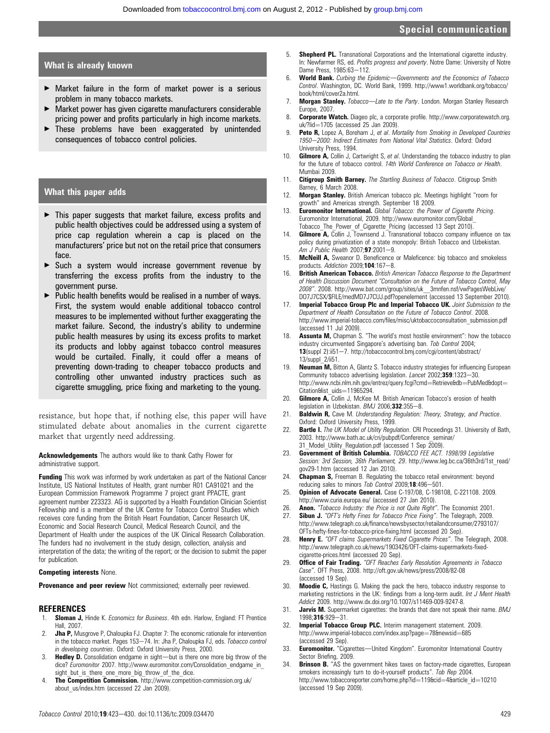## What is already known

- Market failure in the form of market power is a serious problem in many tobacco markets.
- Market power has given cigarette manufacturers considerable pricing power and profits particularly in high income markets.
- These problems have been exaggerated by unintended consequences of tobacco control policies.

## What this paper adds

- This paper suggests that market failure, excess profits and public health objectives could be addressed using a system of price cap regulation wherein a cap is placed on the manufacturers' price but not on the retail price that consumers face.
- Such a system would increase government revenue by transferring the excess profits from the industry to the government purse.
- Public health benefits would be realised in a number of ways. First, the system would enable additional tobacco control measures to be implemented without further exaggerating the market failure. Second, the industry's ability to undermine public health measures by using its excess profits to market its products and lobby against tobacco control measures would be curtailed. Finally, it could offer a means of preventing down-trading to cheaper tobacco products and controlling other unwanted industry practices such as cigarette smuggling, price fixing and marketing to the young.

resistance, but hope that, if nothing else, this paper will have stimulated debate about anomalies in the current cigarette market that urgently need addressing.

**Acknowledgements** The authors would like to thank Cathy Flower for administrative support.

**Funding** This work was informed by work undertaken as part of the National Cancer Institute, US National Institutes of Health, grant number R01 CA91021 and the European Commission Framework Programme 7 project grant PPACTE, grant agreement number 223323. AG is supported by a Health Foundation Clinician Scientist Fellowship and is a member of the UK Centre for Tobacco Control Studies which receives core funding from the British Heart Foundation, Cancer Research UK, Economic and Social Research Council, Medical Research Council, and the Department of Health under the auspices of the UK Clinical Research Collaboration. The funders had no involvement in the study design, collection, analysis and interpretation of the data; the writing of the report; or the decision to submit the paper for publication.

**Competing interests** None.

**Provenance and peer review** Not commissioned; externally peer reviewed.

## REFERENCES

1. **Sloman J,** Hinde K. *Economics for Business*. 4th edn. Harlow, England: FT Prentice Hall, 2007.
2. **Jha P,** Musgrove P, Chaloupka FJ. Chapter 7: The economic rationale for intervention in the tobacco market. Pages 153—74. In: Jha P, Chaloupka FJ, eds. *Tobacco control in developing countries*. Oxford: Oxford University Press, 2000.
3. **Hedley D.** Consolidation endgame in sight—but is there one more big throw of the dice? *Euromonitor* 2007. http://www.euromonitor.com/Consolidation_endgame_in_sight_but_is_there_one_more_big_throw_of_the_dice.
4. **The Competition Commission.** http://www.competition-commission.org.uk/about_us/index.htm (accessed 22 Jan 2009).
5. **Shepherd PL.** Transnational Corporations and the International cigarette industry. In: Newfarmer RS, ed. *Profits progress and poverty*. Notre Dame: University of Notre Dame Press, 1985:63—112.
6. **World Bank.** *Curbing the Epidemic—Governments and the Economics of Tobacco Control*. Washington, DC. World Bank, 1999. http://www1.worldbank.org/tobacco/book/html/cover2a.html.
7. **Morgan Stanley.** *Tobacco—Late to the Party*. London. Morgan Stanley Research Europe, 2007.
8. **Corporate Watch.** Diageo plc, a corporate profile. http://www.corporatewatch.org.uk/?lid=1705 (accessed 25 Jan 2009).
9. **Peto R,** Lopez A, Boreham J, *et al*. *Mortality from Smoking in Developed Countries 1950—2000: Indirect Estimates from National Vital Statistics*. Oxford: Oxford University Press, 1994.
10. **Gilmore A,** Collin J, Cartwright S, *et al*. Understanding the tobacco industry to plan for the future of tobacco control. *14th World Conference on Tobacco or Health*. Mumbai 2009.
11. **Citigroup Smith Barney.** *The Startling Business of Tobacco*. Citigroup Smith Barney, 6 March 2008.
12. **Morgan Stanley.** British American tobacco plc. Meetings highlight "room for growth" and Americas strength. September 18 2009.
13. **Euromonitor International.** *Global Tobacco: the Power of Cigarette Pricing*. Euromonitor International, 2009. http://www.euromonitor.com/Global_Tobacco_The_Power_of_Cigarette_Pricing (accessed 13 Sept 2010).
14. **Gilmore A,** Collin J, Townsend J. Transnational tobacco company influence on tax policy during privatization of a state monopoly: British Tobacco and Uzbekistan. *Am J Public Health* 2007;**97**:2001—9.
15. **McNeill A,** Sweanor D. Beneficence or Maleficence: big tobacco and smokeless products. *Addiction* 2009;**104**:167—8.
16. **British American Tobacco.** *British American Tobacco Response to the Department of Health Discussion Document "Consultation on the Future of Tobacco Control, May 2008"*. 2008. http://www.bat.com/group/sites/uk__3mnfen.nsf/vwPagesWebLive/DO7J7CSX/$FILE/medMD7J7CUJ.pdf?openelement (accessed 13 September 2010).
17. **Imperial Tobacco Group Plc and Imperial Tobacco UK.** *Joint Submission to the Department of Health Consultation on the Future of Tobacco Control*. 2008. http://www.imperial-tobacco.com/files/misc/uktobaccoconsultation_submission.pdf (accessed 11 Jul 2009).
18. **Assunta M,** Chapman S. "The world's most hostile environment": how the tobacco industry circumvented Singapore's advertising ban. *Tob Control* 2004;**13**(suppl 2):ii51—7. http://tobaccocontrol.bmj.com/cgi/content/abstract/13/suppl_2/ii51.
19. **Neuman M,** Bitton A, Glantz S. Tobacco industry strategies for influencing European Community tobacco advertising legislation. *Lancet* 2002;**359**:1323—30. http://www.ncbi.nlm.nih.gov/entrez/query.fcgi?cmd=Retrieve&db=PubMed&dopt=Citation&list_uids=11965294.
20. **Gilmore A,** Collin J, McKee M. British American Tobacco's erosion of health legislation in Uzbekistan. *BMJ* 2006;**332**:355—8.
21. **Baldwin R,** Cave M. *Understanding Regulation: Theory, Strategy, and Practice*. Oxford: Oxford University Press, 1999.
22. **Bartle I.** *The UK Model of Utility Regulation*. CRI Proceedings 31. University of Bath, 2003. http://www.bath.ac.uk/cri/pubpdf/Conference_seminar/31_Model_Utility_Regulation.pdf (accessed 1 Sep 2009).
23. **Government of British Columbia.** *TOBACCO FEE ACT. 1998/99 Legislative Session: 3rd Session, 36th Parliament, 29*. http://www.leg.bc.ca/36th3rd/1st_read/gov29-1.htm (accessed 12 Jan 2010).
24. **Chapman S,** Freeman B. Regulating the tobacco retail environment: beyond reducing sales to minors *Tob Control* 2009;**18**:496—501.
25. **Opinion of Advocate General.** Case C-197/08, C-198108, C-221108. 2009. http://www.curia.europa.eu/ (accessed 27 Jan 2010).
26. **Anon.** *"Tobacco Industry: the Price is not Quite Right"*. The Economist 2001.
27. **Sibun J.** *"OFT's Hefty Fines for Tobacco Price Fixing"*. The Telegraph, 2009. http://www.telegraph.co.uk/finance/newsbysector/retailandconsumer/2793107/OFTs-hefty-fines-for-tobacco-price-fixing.html (accessed 20 Sep).
28. **Henry E.** *"OFT claims Supermarkets Fixed Cigarette Prices"*. The Telegraph, 2008. http://www.telegraph.co.uk/news/1903426/OFT-claims-supermarkets-fixed-cigarette-prices.html (accessed 20 Sep).
29. **Office of Fair Trading.** *"OFT Reaches Early Resolution Agreements in Tobacco Case"*. OFT Press, 2008. http://oft.gov.uk/news/press/2008/82-08 (accessed 19 Sep).
30. **Moodie C,** Hastings G. Making the pack the hero, tobacco industry response to marketing restrictions in the UK: findings from a long-term audit. *Int J Ment Health Addict* 2009. http://www.dx.doi.org/10.1007/s11469-009-9247-8.
31. **Jarvis M.** Supermarket cigarettes: the brands that dare not speak their name. *BMJ* 1998;**316**:929—31.
32. **Imperial Tobacco Group PLC.** Interim management statement. 2009. http://www.imperial-tobacco.com/index.asp?page=78&newsid=685 (accessed 29 Sep).
33. **Euromonitor.** "Cigarettes—United Kingdom". Euromonitor International Country Sector Briefing, 2009.
34. **Brinson B.** "AS the government hikes taxes on factory-made cigarettes, European smokers increasingly turn to do-it-yourself products". *Tob Rep* 2004. http://www.tobaccoreporter.com/home.php?id=119&cid=4&article_id=10210 (accessed 19 Sep 2009).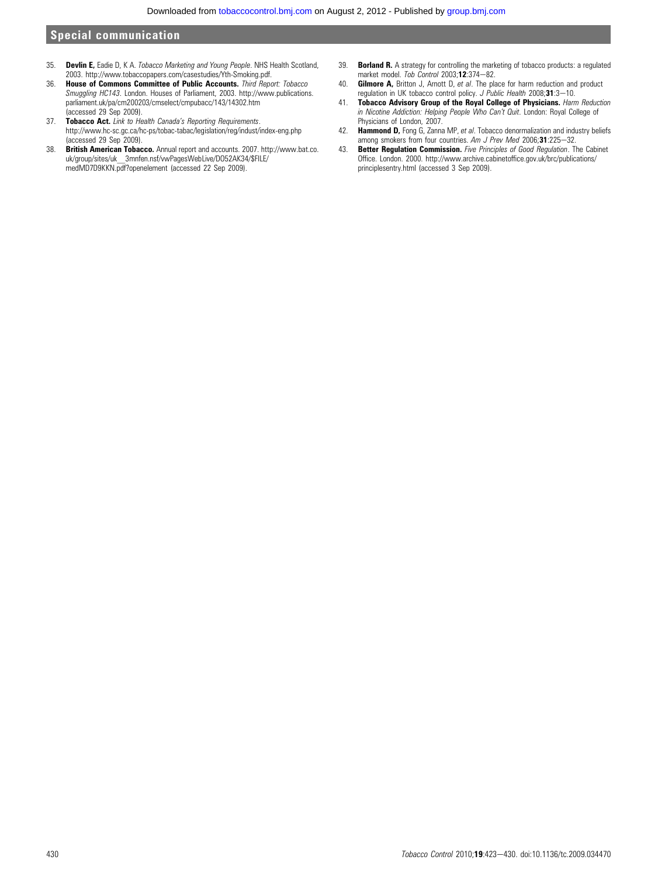35. **Devlin E,** Eadie D, K A. *Tobacco Marketing and Young People*. NHS Health Scotland, 2003. http://www.tobaccopapers.com/casestudies/Yth-Smoking.pdf.
36. **House of Commons Committee of Public Accounts.** *Third Report: Tobacco Smuggling HC143*. London. Houses of Parliament, 2003. http://www.publications.parliament.uk/pa/cm200203/cmselect/cmpubacc/143/14302.htm (accessed 29 Sep 2009).
37. **Tobacco Act.** *Link to Health Canada's Reporting Requirements*. http://www.hc-sc.gc.ca/hc-ps/tobac-tabac/legislation/reg/indust/index-eng.php (accessed 29 Sep 2009).
38. **British American Tobacco.** Annual report and accounts. 2007. http://www.bat.co.uk/group/sites/uk__3mnfen.nsf/vwPagesWebLive/DO52AK34/$FILE/medMD7D9KKN.pdf?openelement (accessed 22 Sep 2009).
39. **Borland R.** A strategy for controlling the marketing of tobacco products: a regulated market model. *Tob Control* 2003;**12**:374—82.
40. **Gilmore A,** Britton J, Arnott D, *et al*. The place for harm reduction and product regulation in UK tobacco control policy. *J Public Health* 2008;**31**:3—10.
41. **Tobacco Advisory Group of the Royal College of Physicians.** *Harm Reduction in Nicotine Addiction: Helping People Who Can't Quit*. London: Royal College of Physicians of London, 2007.
42. **Hammond D,** Fong G, Zanna MP, *et al*. Tobacco denormalization and industry beliefs among smokers from four countries. *Am J Prev Med* 2006;**31**:225—32.
43. **Better Regulation Commission.** *Five Principles of Good Regulation*. The Cabinet Office. London. 2000. http://www.archive.cabinetoffice.gov.uk/brc/publications/principlesentry.html (accessed 3 Sep 2009).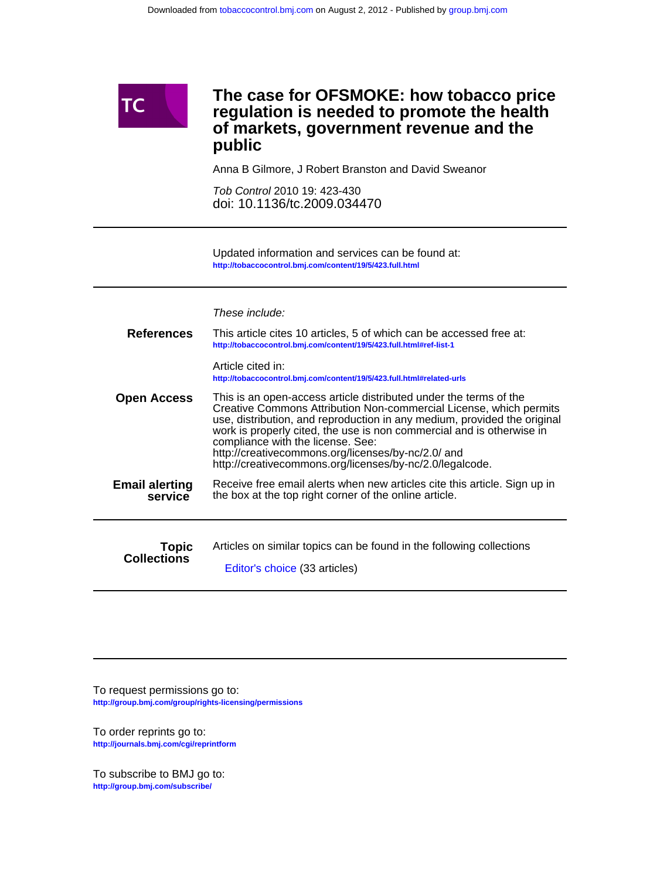# The case for OFSMOKE: how tobacco price regulation is needed to promote the health of markets, government revenue and the public

Anna B Gilmore, J Robert Branston and David Sweanor

*Tob Control* 2010 19: 423-430
doi: 10.1136/tc.2009.034470

Updated information and services can be found at:
http://tobaccocontrol.bmj.com/content/19/5/423.full.html

*These include:*

**References**

This article cites 10 articles, 5 of which can be accessed free at:
http://tobaccocontrol.bmj.com/content/19/5/423.full.html#ref-list-1

Article cited in:
http://tobaccocontrol.bmj.com/content/19/5/423.full.html#related-urls

**Open Access**

This is an open-access article distributed under the terms of the Creative Commons Attribution Non-commercial License, which permits use, distribution, and reproduction in any medium, provided the original work is properly cited, the use is non commercial and is otherwise in compliance with the license. See:
http://creativecommons.org/licenses/by-nc/2.0/ and
http://creativecommons.org/licenses/by-nc/2.0/legalcode.

**Email alerting service**

Receive free email alerts when new articles cite this article. Sign up in the box at the top right corner of the online article.

**Topic Collections**

Articles on similar topics can be found in the following collections

Editor's choice (33 articles)

To request permissions go to:
http://group.bmj.com/group/rights-licensing/permissions

To order reprints go to:
http://journals.bmj.com/cgi/reprintform

To subscribe to BMJ go to:
http://group.bmj.com/subscribe/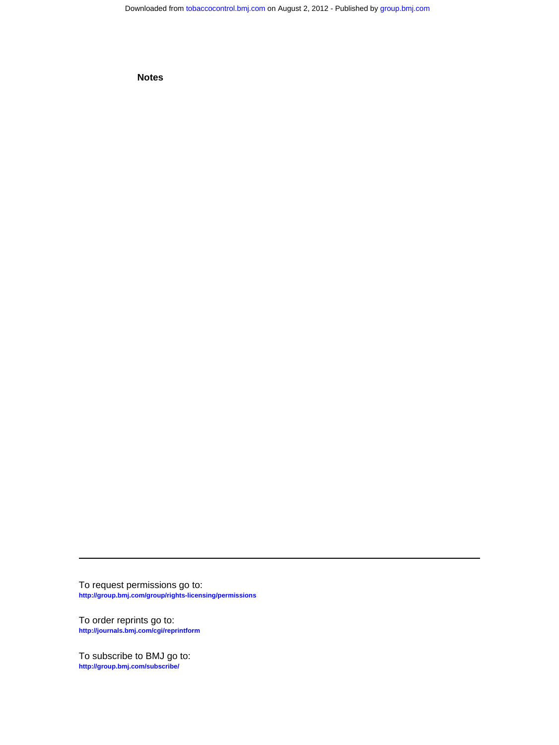**Notes**

---

To request permissions go to:
**http://group.bmj.com/group/rights-licensing/permissions**

To order reprints go to:
**http://journals.bmj.com/cgi/reprintform**

To subscribe to BMJ go to:
**http://group.bmj.com/subscribe/**